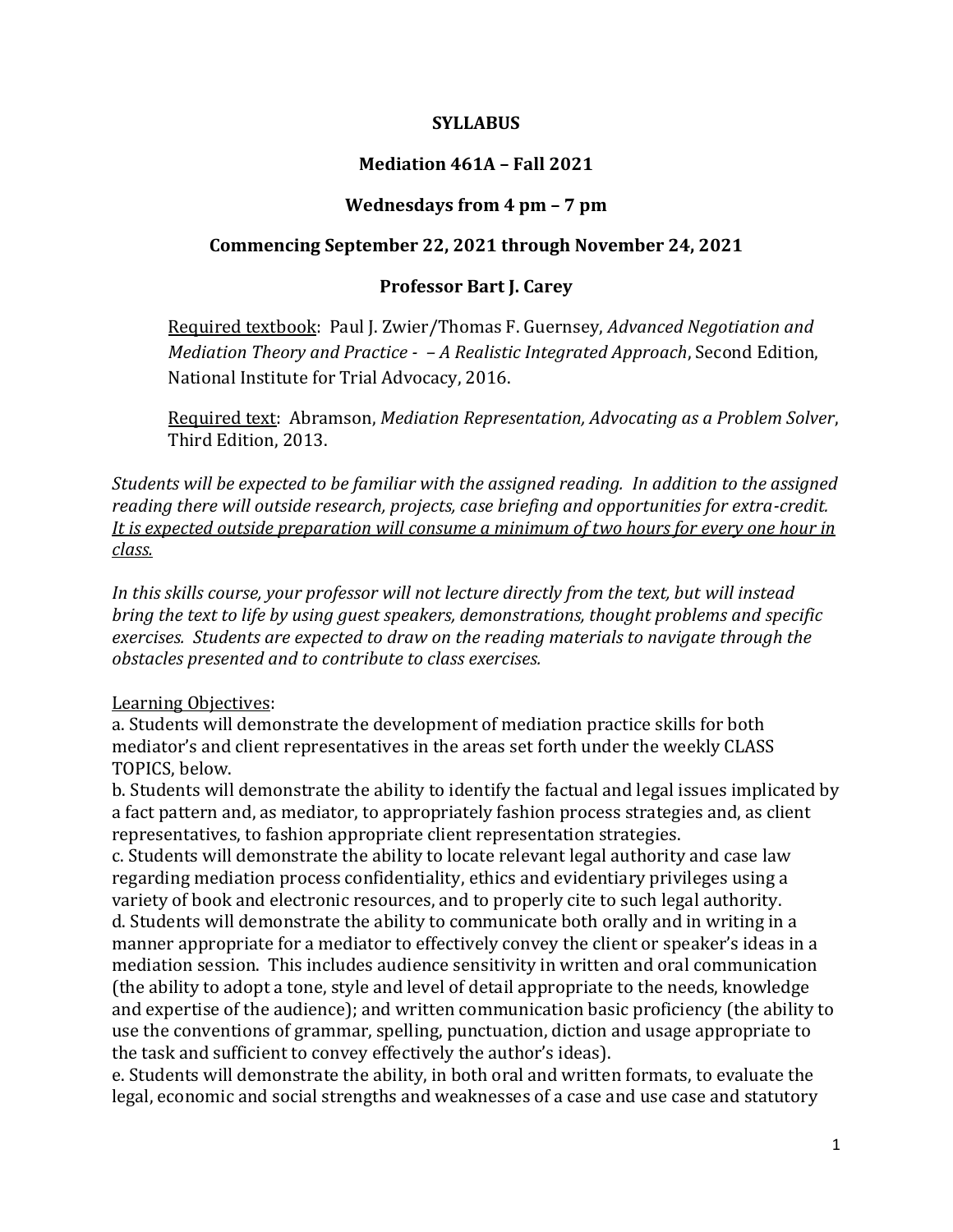# SYLLABUS

## Mediation 461A – Fall 2021

## Wednesdays from 4 pm – 7 pm

## Commencing September 22, 2021 through November 24, 2021

## Professor Bart J. Carey

> Required textbook: Paul J. Zwier/Thomas F. Guernsey, *Advanced Negotiation and Mediation Theory and Practice - – A Realistic Integrated Approach*, Second Edition, National Institute for Trial Advocacy, 2016.
>
> Required text: Abramson, *Mediation Representation, Advocating as a Problem Solver*, Third Edition, 2013.

*Students will be expected to be familiar with the assigned reading. In addition to the assigned reading there will outside research, projects, case briefing and opportunities for extra-credit. It is expected outside preparation will consume a minimum of two hours for every one hour in class.*

*In this skills course, your professor will not lecture directly from the text, but will instead bring the text to life by using guest speakers, demonstrations, thought problems and specific exercises. Students are expected to draw on the reading materials to navigate through the obstacles presented and to contribute to class exercises.*

Learning Objectives:

a. Students will demonstrate the development of mediation practice skills for both mediator's and client representatives in the areas set forth under the weekly CLASS TOPICS, below.

b. Students will demonstrate the ability to identify the factual and legal issues implicated by a fact pattern and, as mediator, to appropriately fashion process strategies and, as client representatives, to fashion appropriate client representation strategies.

c. Students will demonstrate the ability to locate relevant legal authority and case law regarding mediation process confidentiality, ethics and evidentiary privileges using a variety of book and electronic resources, and to properly cite to such legal authority.

d. Students will demonstrate the ability to communicate both orally and in writing in a manner appropriate for a mediator to effectively convey the client or speaker's ideas in a mediation session. This includes audience sensitivity in written and oral communication (the ability to adopt a tone, style and level of detail appropriate to the needs, knowledge and expertise of the audience); and written communication basic proficiency (the ability to use the conventions of grammar, spelling, punctuation, diction and usage appropriate to the task and sufficient to convey effectively the author's ideas).

e. Students will demonstrate the ability, in both oral and written formats, to evaluate the legal, economic and social strengths and weaknesses of a case and use case and statutory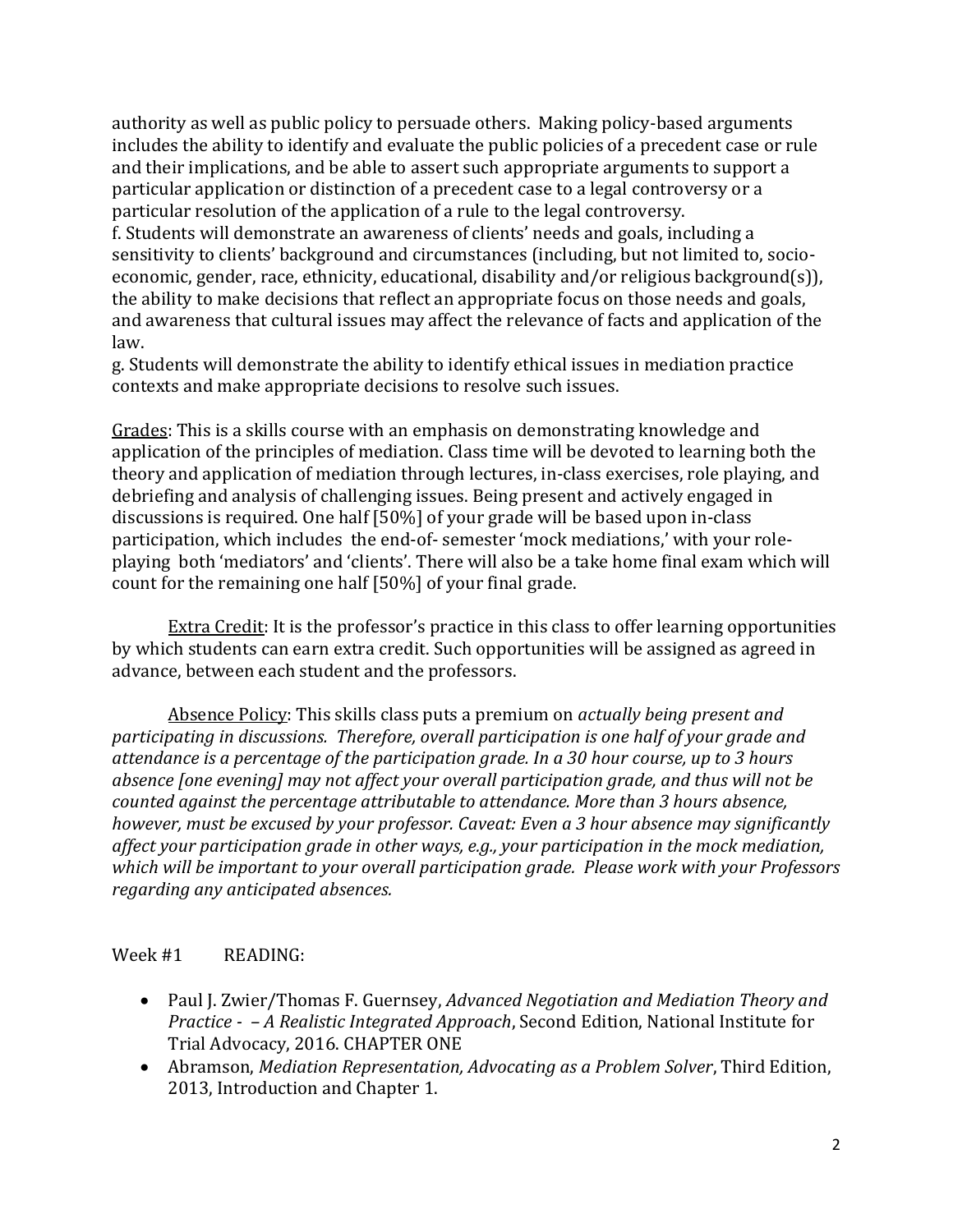authority as well as public policy to persuade others. Making policy-based arguments includes the ability to identify and evaluate the public policies of a precedent case or rule and their implications, and be able to assert such appropriate arguments to support a particular application or distinction of a precedent case to a legal controversy or a particular resolution of the application of a rule to the legal controversy.

f. Students will demonstrate an awareness of clients' needs and goals, including a sensitivity to clients' background and circumstances (including, but not limited to, socio-economic, gender, race, ethnicity, educational, disability and/or religious background(s)), the ability to make decisions that reflect an appropriate focus on those needs and goals, and awareness that cultural issues may affect the relevance of facts and application of the law.

g. Students will demonstrate the ability to identify ethical issues in mediation practice contexts and make appropriate decisions to resolve such issues.

<u>Grades</u>: This is a skills course with an emphasis on demonstrating knowledge and application of the principles of mediation. Class time will be devoted to learning both the theory and application of mediation through lectures, in-class exercises, role playing, and debriefing and analysis of challenging issues. Being present and actively engaged in discussions is required. One half [50%] of your grade will be based upon in-class participation, which includes the end-of- semester 'mock mediations,' with your role-playing both 'mediators' and 'clients'. There will also be a take home final exam which will count for the remaining one half [50%] of your final grade.

<u>Extra Credit</u>: It is the professor's practice in this class to offer learning opportunities by which students can earn extra credit. Such opportunities will be assigned as agreed in advance, between each student and the professors.

<u>Absence Policy</u>: This skills class puts a premium on *actually being present and participating in discussions. Therefore, overall participation is one half of your grade and attendance is a percentage of the participation grade. In a 30 hour course, up to 3 hours absence [one evening] may not affect your overall participation grade, and thus will not be counted against the percentage attributable to attendance. More than 3 hours absence, however, must be excused by your professor. Caveat: Even a 3 hour absence may significantly affect your participation grade in other ways, e.g., your participation in the mock mediation, which will be important to your overall participation grade. Please work with your Professors regarding any anticipated absences.*

Week #1 READING:

- Paul J. Zwier/Thomas F. Guernsey, *Advanced Negotiation and Mediation Theory and Practice - – A Realistic Integrated Approach*, Second Edition, National Institute for Trial Advocacy, 2016. CHAPTER ONE
- Abramson, *Mediation Representation, Advocating as a Problem Solver*, Third Edition, 2013, Introduction and Chapter 1.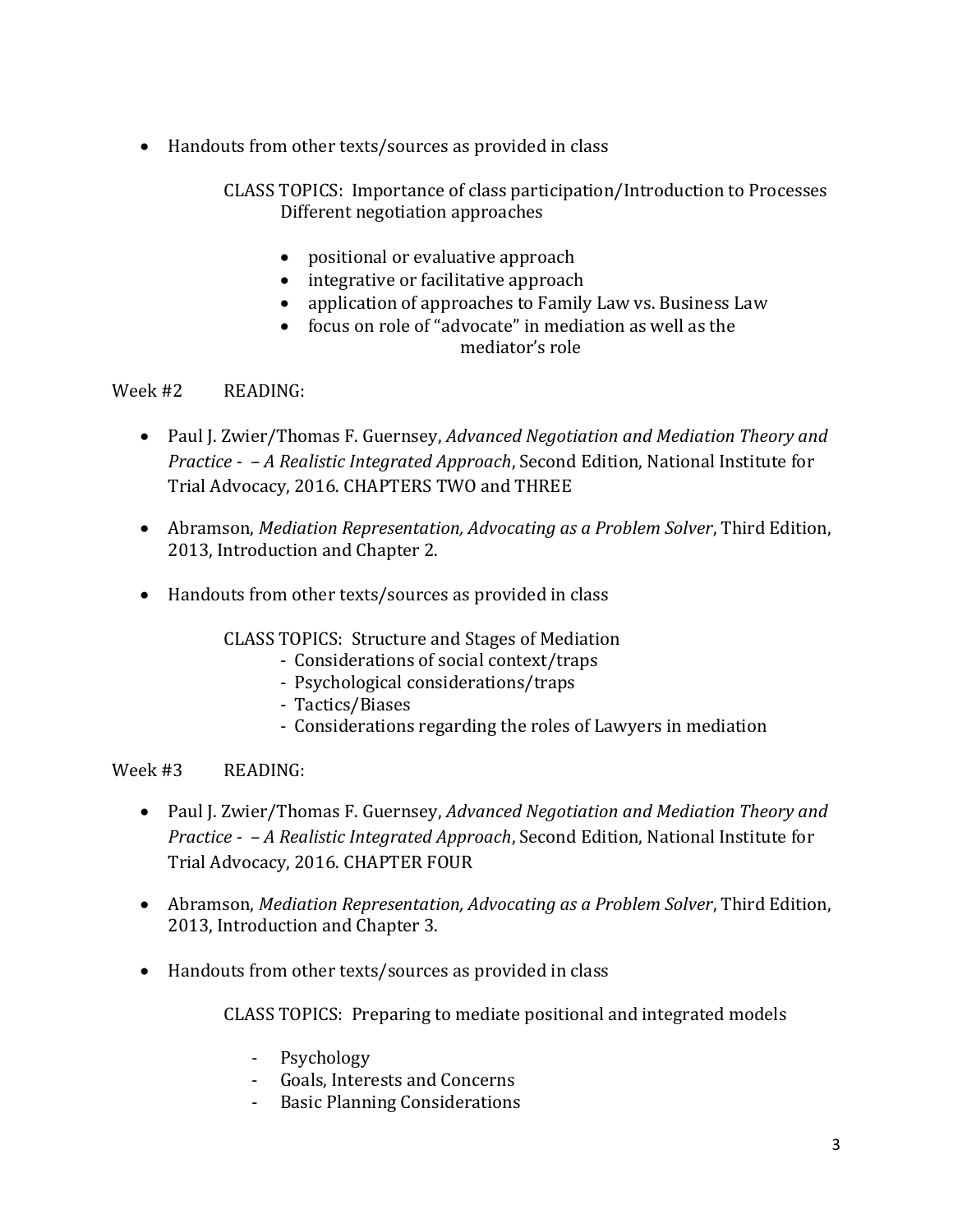- Handouts from other texts/sources as provided in class

CLASS TOPICS: Importance of class participation/Introduction to Processes
Different negotiation approaches

- positional or evaluative approach
- integrative or facilitative approach
- application of approaches to Family Law vs. Business Law
- focus on role of "advocate" in mediation as well as the mediator's role

Week #2 READING:

- Paul J. Zwier/Thomas F. Guernsey, *Advanced Negotiation and Mediation Theory and Practice - – A Realistic Integrated Approach*, Second Edition, National Institute for Trial Advocacy, 2016. CHAPTERS TWO and THREE
- Abramson, *Mediation Representation, Advocating as a Problem Solver*, Third Edition, 2013, Introduction and Chapter 2.
- Handouts from other texts/sources as provided in class

CLASS TOPICS: Structure and Stages of Mediation

- Considerations of social context/traps
- Psychological considerations/traps
- Tactics/Biases
- Considerations regarding the roles of Lawyers in mediation

Week #3 READING:

- Paul J. Zwier/Thomas F. Guernsey, *Advanced Negotiation and Mediation Theory and Practice - – A Realistic Integrated Approach*, Second Edition, National Institute for Trial Advocacy, 2016. CHAPTER FOUR
- Abramson, *Mediation Representation, Advocating as a Problem Solver*, Third Edition, 2013, Introduction and Chapter 3.
- Handouts from other texts/sources as provided in class

CLASS TOPICS: Preparing to mediate positional and integrated models

- Psychology
- Goals, Interests and Concerns
- Basic Planning Considerations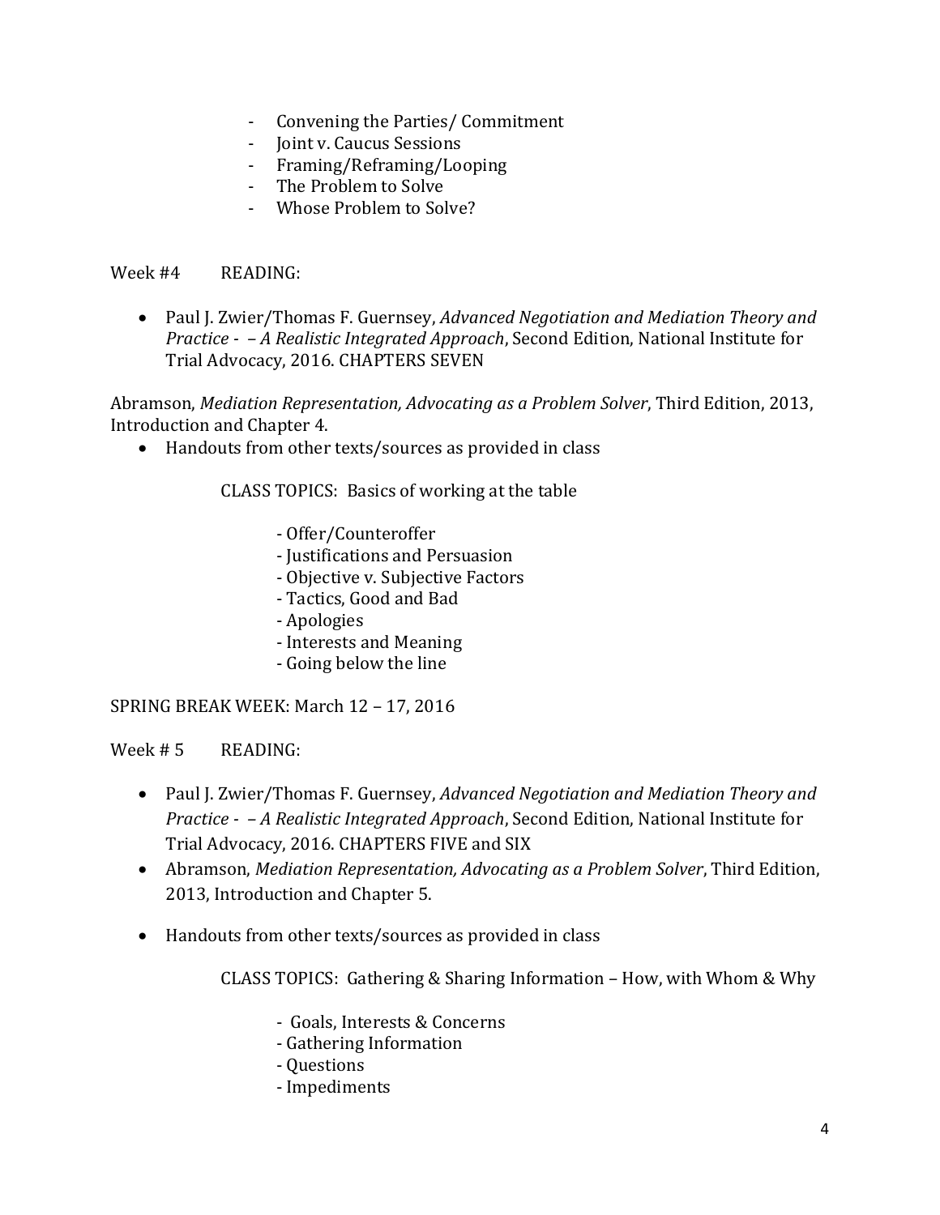- Convening the Parties/ Commitment
- Joint v. Caucus Sessions
- Framing/Reframing/Looping
- The Problem to Solve
- Whose Problem to Solve?

Week #4 READING:

- Paul J. Zwier/Thomas F. Guernsey, *Advanced Negotiation and Mediation Theory and Practice - – A Realistic Integrated Approach*, Second Edition, National Institute for Trial Advocacy, 2016. CHAPTERS SEVEN

Abramson, *Mediation Representation, Advocating as a Problem Solver*, Third Edition, 2013, Introduction and Chapter 4.

- Handouts from other texts/sources as provided in class

CLASS TOPICS: Basics of working at the table

- Offer/Counteroffer
- Justifications and Persuasion
- Objective v. Subjective Factors
- Tactics, Good and Bad
- Apologies
- Interests and Meaning
- Going below the line

SPRING BREAK WEEK: March 12 – 17, 2016

Week # 5 READING:

- Paul J. Zwier/Thomas F. Guernsey, *Advanced Negotiation and Mediation Theory and Practice - – A Realistic Integrated Approach*, Second Edition, National Institute for Trial Advocacy, 2016. CHAPTERS FIVE and SIX
- Abramson, *Mediation Representation, Advocating as a Problem Solver*, Third Edition, 2013, Introduction and Chapter 5.
- Handouts from other texts/sources as provided in class

CLASS TOPICS: Gathering & Sharing Information – How, with Whom & Why

- Goals, Interests & Concerns
- Gathering Information
- Questions
- Impediments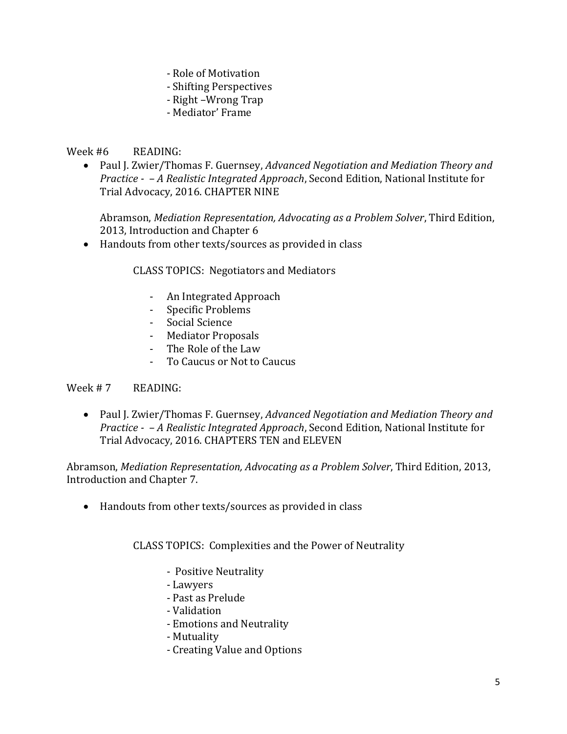- Role of Motivation
- Shifting Perspectives
- Right –Wrong Trap
- Mediator' Frame

Week #6 READING:

- Paul J. Zwier/Thomas F. Guernsey, *Advanced Negotiation and Mediation Theory and Practice - – A Realistic Integrated Approach*, Second Edition, National Institute for Trial Advocacy, 2016. CHAPTER NINE

  Abramson, *Mediation Representation, Advocating as a Problem Solver*, Third Edition, 2013, Introduction and Chapter 6
- Handouts from other texts/sources as provided in class

CLASS TOPICS: Negotiators and Mediators

- An Integrated Approach
- Specific Problems
- Social Science
- Mediator Proposals
- The Role of the Law
- To Caucus or Not to Caucus

Week # 7 READING:

- Paul J. Zwier/Thomas F. Guernsey, *Advanced Negotiation and Mediation Theory and Practice - – A Realistic Integrated Approach*, Second Edition, National Institute for Trial Advocacy, 2016. CHAPTERS TEN and ELEVEN

Abramson, *Mediation Representation, Advocating as a Problem Solver*, Third Edition, 2013, Introduction and Chapter 7.

- Handouts from other texts/sources as provided in class

CLASS TOPICS: Complexities and the Power of Neutrality

- Positive Neutrality
- Lawyers
- Past as Prelude
- Validation
- Emotions and Neutrality
- Mutuality
- Creating Value and Options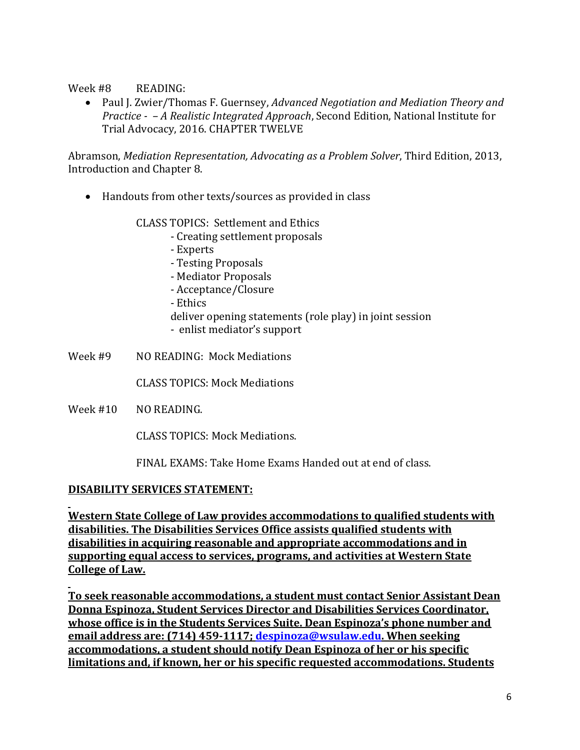Week #8 READING:

- Paul J. Zwier/Thomas F. Guernsey, *Advanced Negotiation and Mediation Theory and Practice - – A Realistic Integrated Approach*, Second Edition, National Institute for Trial Advocacy, 2016. CHAPTER TWELVE

Abramson, *Mediation Representation, Advocating as a Problem Solver*, Third Edition, 2013, Introduction and Chapter 8.

- Handouts from other texts/sources as provided in class

CLASS TOPICS: Settlement and Ethics

- Creating settlement proposals
- Experts
- Testing Proposals
- Mediator Proposals
- Acceptance/Closure
- Ethics

deliver opening statements (role play) in joint session

- enlist mediator's support

Week #9 NO READING: Mock Mediations

CLASS TOPICS: Mock Mediations

Week #10 NO READING.

CLASS TOPICS: Mock Mediations.

FINAL EXAMS: Take Home Exams Handed out at end of class.

**DISABILITY SERVICES STATEMENT:**

**Western State College of Law provides accommodations to qualified students with disabilities. The Disabilities Services Office assists qualified students with disabilities in acquiring reasonable and appropriate accommodations and in supporting equal access to services, programs, and activities at Western State College of Law.**

**To seek reasonable accommodations, a student must contact Senior Assistant Dean Donna Espinoza, Student Services Director and Disabilities Services Coordinator, whose office is in the Students Services Suite. Dean Espinoza's phone number and email address are: (714) 459-1117; despinoza@wsulaw.edu. When seeking accommodations, a student should notify Dean Espinoza of her or his specific limitations and, if known, her or his specific requested accommodations. Students**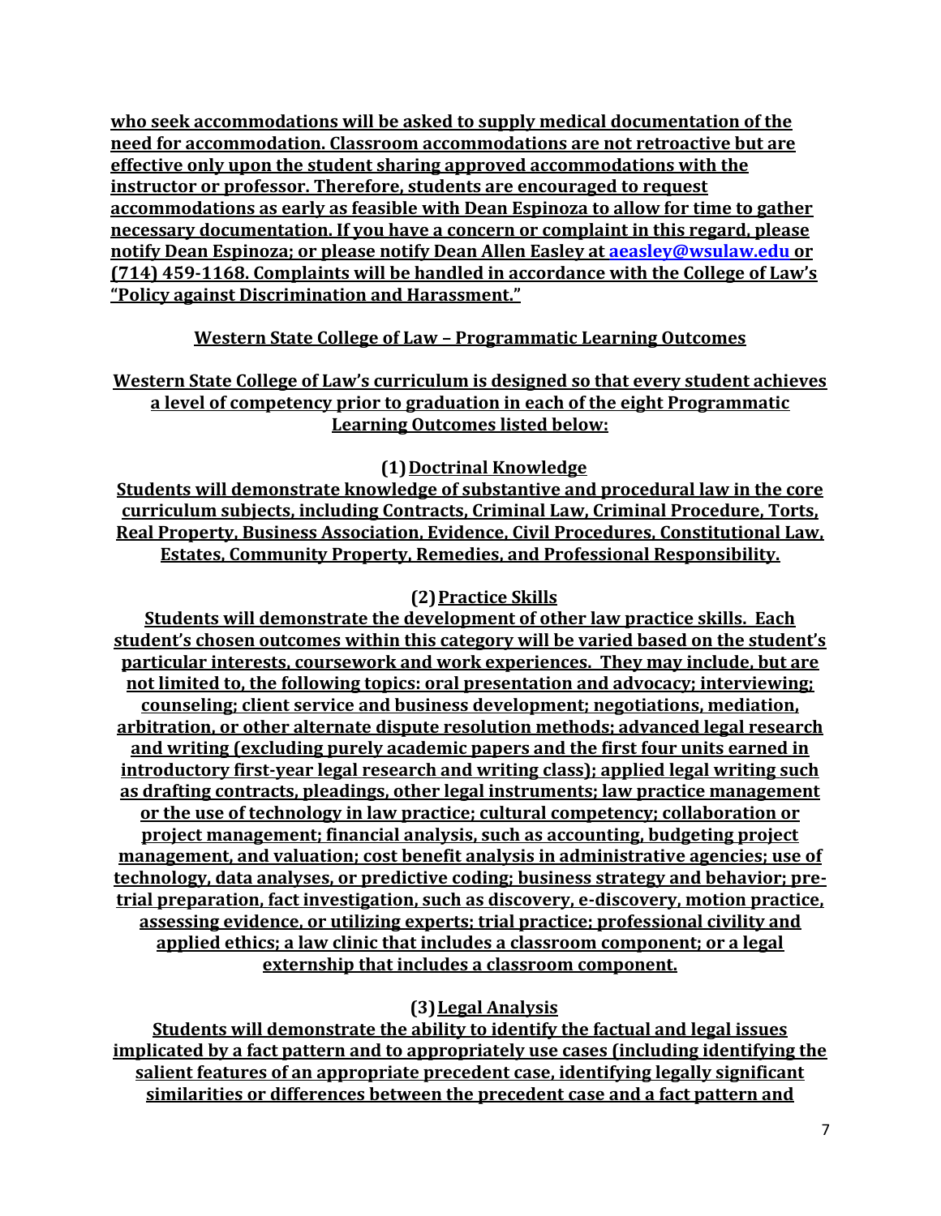**who seek accommodations will be asked to supply medical documentation of the need for accommodation. Classroom accommodations are not retroactive but are effective only upon the student sharing approved accommodations with the instructor or professor. Therefore, students are encouraged to request accommodations as early as feasible with Dean Espinoza to allow for time to gather necessary documentation. If you have a concern or complaint in this regard, please notify Dean Espinoza; or please notify Dean Allen Easley at aeasley@wsulaw.edu or (714) 459-1168. Complaints will be handled in accordance with the College of Law's "Policy against Discrimination and Harassment."**

## Western State College of Law – Programmatic Learning Outcomes

**Western State College of Law's curriculum is designed so that every student achieves a level of competency prior to graduation in each of the eight Programmatic Learning Outcomes listed below:**

### (1) Doctrinal Knowledge

**Students will demonstrate knowledge of substantive and procedural law in the core curriculum subjects, including Contracts, Criminal Law, Criminal Procedure, Torts, Real Property, Business Association, Evidence, Civil Procedures, Constitutional Law, Estates, Community Property, Remedies, and Professional Responsibility.**

### (2) Practice Skills

**Students will demonstrate the development of other law practice skills. Each student's chosen outcomes within this category will be varied based on the student's particular interests, coursework and work experiences. They may include, but are not limited to, the following topics: oral presentation and advocacy; interviewing; counseling; client service and business development; negotiations, mediation, arbitration, or other alternate dispute resolution methods; advanced legal research and writing (excluding purely academic papers and the first four units earned in introductory first-year legal research and writing class); applied legal writing such as drafting contracts, pleadings, other legal instruments; law practice management or the use of technology in law practice; cultural competency; collaboration or project management; financial analysis, such as accounting, budgeting project management, and valuation; cost benefit analysis in administrative agencies; use of technology, data analyses, or predictive coding; business strategy and behavior; pre-trial preparation, fact investigation, such as discovery, e-discovery, motion practice, assessing evidence, or utilizing experts; trial practice; professional civility and applied ethics; a law clinic that includes a classroom component; or a legal externship that includes a classroom component.**

### (3) Legal Analysis

**Students will demonstrate the ability to identify the factual and legal issues implicated by a fact pattern and to appropriately use cases (including identifying the salient features of an appropriate precedent case, identifying legally significant similarities or differences between the precedent case and a fact pattern and**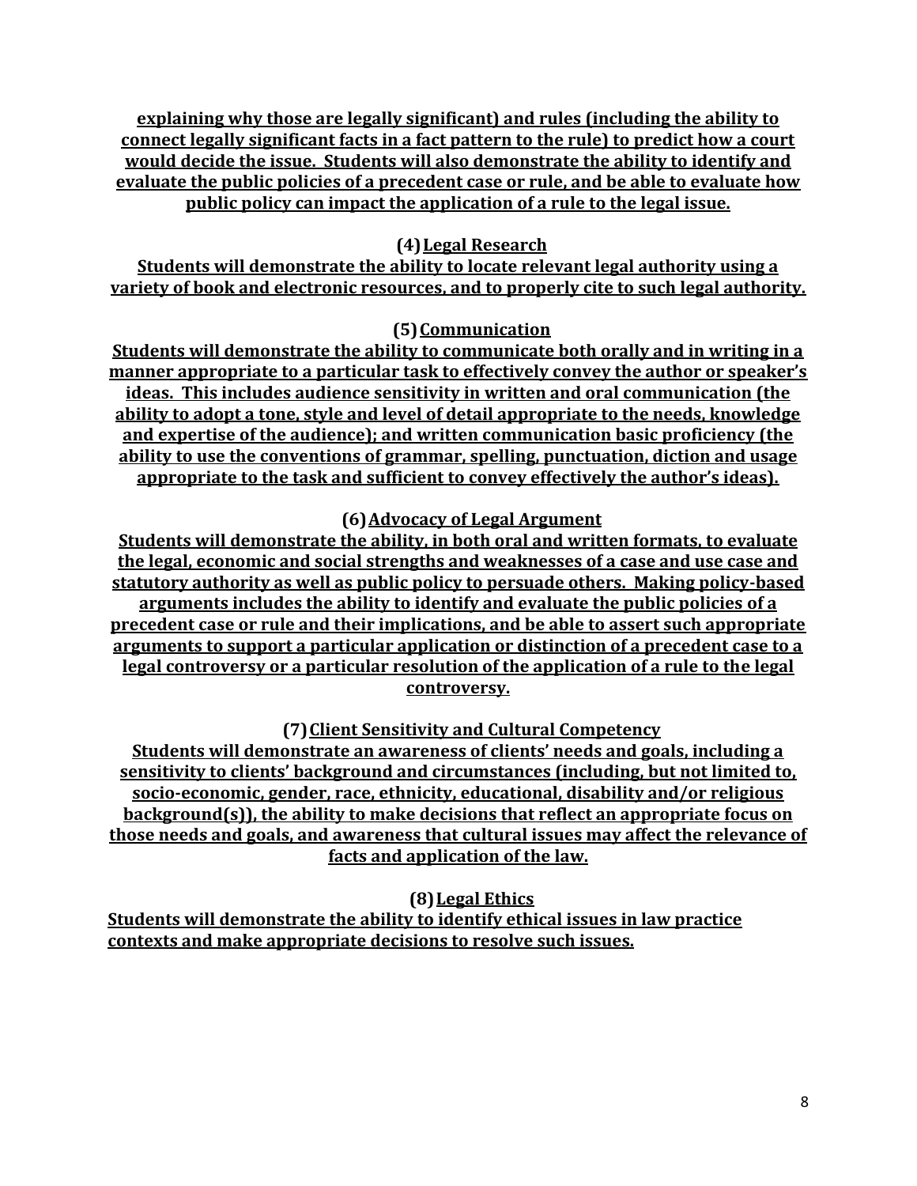**explaining why those are legally significant) and rules (including the ability to connect legally significant facts in a fact pattern to the rule) to predict how a court would decide the issue. Students will also demonstrate the ability to identify and evaluate the public policies of a precedent case or rule, and be able to evaluate how public policy can impact the application of a rule to the legal issue.**

**(4) Legal Research**

**Students will demonstrate the ability to locate relevant legal authority using a variety of book and electronic resources, and to properly cite to such legal authority.**

**(5) Communication**

**Students will demonstrate the ability to communicate both orally and in writing in a manner appropriate to a particular task to effectively convey the author or speaker's ideas. This includes audience sensitivity in written and oral communication (the ability to adopt a tone, style and level of detail appropriate to the needs, knowledge and expertise of the audience); and written communication basic proficiency (the ability to use the conventions of grammar, spelling, punctuation, diction and usage appropriate to the task and sufficient to convey effectively the author's ideas).**

**(6) Advocacy of Legal Argument**

**Students will demonstrate the ability, in both oral and written formats, to evaluate the legal, economic and social strengths and weaknesses of a case and use case and statutory authority as well as public policy to persuade others. Making policy-based arguments includes the ability to identify and evaluate the public policies of a precedent case or rule and their implications, and be able to assert such appropriate arguments to support a particular application or distinction of a precedent case to a legal controversy or a particular resolution of the application of a rule to the legal controversy.**

**(7) Client Sensitivity and Cultural Competency**

**Students will demonstrate an awareness of clients' needs and goals, including a sensitivity to clients' background and circumstances (including, but not limited to, socio-economic, gender, race, ethnicity, educational, disability and/or religious background(s)), the ability to make decisions that reflect an appropriate focus on those needs and goals, and awareness that cultural issues may affect the relevance of facts and application of the law.**

**(8) Legal Ethics**

**Students will demonstrate the ability to identify ethical issues in law practice contexts and make appropriate decisions to resolve such issues.**